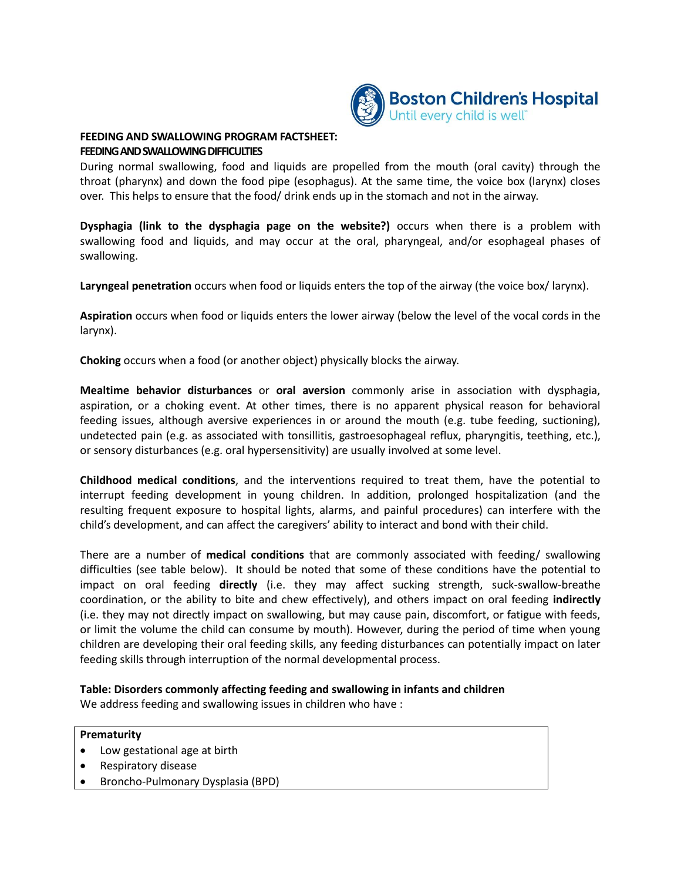Boston Children's Hospital
Until every child is well

## FEEDING AND SWALLOWING PROGRAM FACTSHEET:
### FEEDING AND SWALLOWING DIFFICULTIES

During normal swallowing, food and liquids are propelled from the mouth (oral cavity) through the throat (pharynx) and down the food pipe (esophagus). At the same time, the voice box (larynx) closes over. This helps to ensure that the food/ drink ends up in the stomach and not in the airway.

**Dysphagia (link to the dysphagia page on the website?)** occurs when there is a problem with swallowing food and liquids, and may occur at the oral, pharyngeal, and/or esophageal phases of swallowing.

**Laryngeal penetration** occurs when food or liquids enters the top of the airway (the voice box/ larynx).

**Aspiration** occurs when food or liquids enters the lower airway (below the level of the vocal cords in the larynx).

**Choking** occurs when a food (or another object) physically blocks the airway.

**Mealtime behavior disturbances** or **oral aversion** commonly arise in association with dysphagia, aspiration, or a choking event. At other times, there is no apparent physical reason for behavioral feeding issues, although aversive experiences in or around the mouth (e.g. tube feeding, suctioning), undetected pain (e.g. as associated with tonsillitis, gastroesophageal reflux, pharyngitis, teething, etc.), or sensory disturbances (e.g. oral hypersensitivity) are usually involved at some level.

**Childhood medical conditions**, and the interventions required to treat them, have the potential to interrupt feeding development in young children. In addition, prolonged hospitalization (and the resulting frequent exposure to hospital lights, alarms, and painful procedures) can interfere with the child's development, and can affect the caregivers' ability to interact and bond with their child.

There are a number of **medical conditions** that are commonly associated with feeding/ swallowing difficulties (see table below). It should be noted that some of these conditions have the potential to impact on oral feeding **directly** (i.e. they may affect sucking strength, suck-swallow-breathe coordination, or the ability to bite and chew effectively), and others impact on oral feeding **indirectly** (i.e. they may not directly impact on swallowing, but may cause pain, discomfort, or fatigue with feeds, or limit the volume the child can consume by mouth). However, during the period of time when young children are developing their oral feeding skills, any feeding disturbances can potentially impact on later feeding skills through interruption of the normal developmental process.

**Table: Disorders commonly affecting feeding and swallowing in infants and children**
We address feeding and swallowing issues in children who have :

| **Prematurity** |
| --- |
| • Low gestational age at birth<br>• Respiratory disease<br>• Broncho-Pulmonary Dysplasia (BPD) |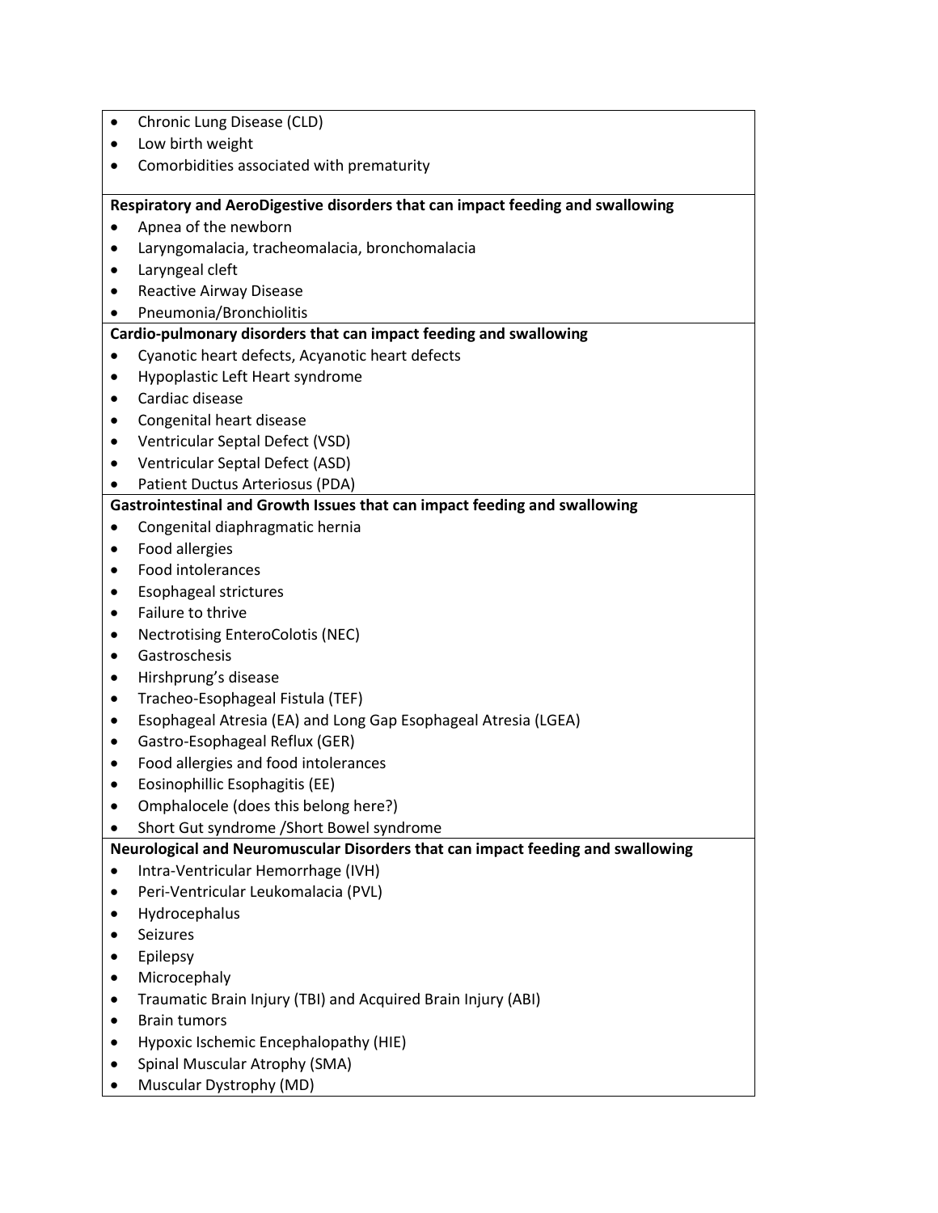- Chronic Lung Disease (CLD)
- Low birth weight
- Comorbidities associated with prematurity

**Respiratory and AeroDigestive disorders that can impact feeding and swallowing**

- Apnea of the newborn
- Laryngomalacia, tracheomalacia, bronchomalacia
- Laryngeal cleft
- Reactive Airway Disease
- Pneumonia/Bronchiolitis

**Cardio-pulmonary disorders that can impact feeding and swallowing**

- Cyanotic heart defects, Acyanotic heart defects
- Hypoplastic Left Heart syndrome
- Cardiac disease
- Congenital heart disease
- Ventricular Septal Defect (VSD)
- Ventricular Septal Defect (ASD)
- Patient Ductus Arteriosus (PDA)

**Gastrointestinal and Growth Issues that can impact feeding and swallowing**

- Congenital diaphragmatic hernia
- Food allergies
- Food intolerances
- Esophageal strictures
- Failure to thrive
- Nectrotising EnteroColotis (NEC)
- Gastroschesis
- Hirshprung's disease
- Tracheo-Esophageal Fistula (TEF)
- Esophageal Atresia (EA) and Long Gap Esophageal Atresia (LGEA)
- Gastro-Esophageal Reflux (GER)
- Food allergies and food intolerances
- Eosinophillic Esophagitis (EE)
- Omphalocele (does this belong here?)
- Short Gut syndrome /Short Bowel syndrome

**Neurological and Neuromuscular Disorders that can impact feeding and swallowing**

- Intra-Ventricular Hemorrhage (IVH)
- Peri-Ventricular Leukomalacia (PVL)
- Hydrocephalus
- Seizures
- Epilepsy
- Microcephaly
- Traumatic Brain Injury (TBI) and Acquired Brain Injury (ABI)
- Brain tumors
- Hypoxic Ischemic Encephalopathy (HIE)
- Spinal Muscular Atrophy (SMA)
- Muscular Dystrophy (MD)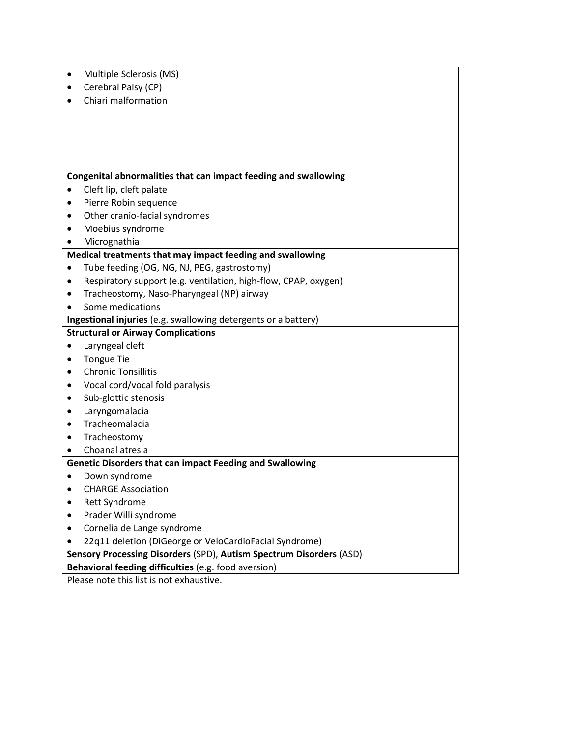- Multiple Sclerosis (MS)
- Cerebral Palsy (CP)
- Chiari malformation

**Congenital abnormalities that can impact feeding and swallowing**

- Cleft lip, cleft palate
- Pierre Robin sequence
- Other cranio-facial syndromes
- Moebius syndrome
- Micrognathia

**Medical treatments that may impact feeding and swallowing**

- Tube feeding (OG, NG, NJ, PEG, gastrostomy)
- Respiratory support (e.g. ventilation, high-flow, CPAP, oxygen)
- Tracheostomy, Naso-Pharyngeal (NP) airway
- Some medications

**Ingestional injuries** (e.g. swallowing detergents or a battery)

**Structural or Airway Complications**

- Laryngeal cleft
- Tongue Tie
- Chronic Tonsillitis
- Vocal cord/vocal fold paralysis
- Sub-glottic stenosis
- Laryngomalacia
- Tracheomalacia
- Tracheostomy
- Choanal atresia

**Genetic Disorders that can impact Feeding and Swallowing**

- Down syndrome
- CHARGE Association
- Rett Syndrome
- Prader Willi syndrome
- Cornelia de Lange syndrome
- 22q11 deletion (DiGeorge or VeloCardioFacial Syndrome)

**Sensory Processing Disorders** (SPD), **Autism Spectrum Disorders** (ASD)

**Behavioral feeding difficulties** (e.g. food aversion)

Please note this list is not exhaustive.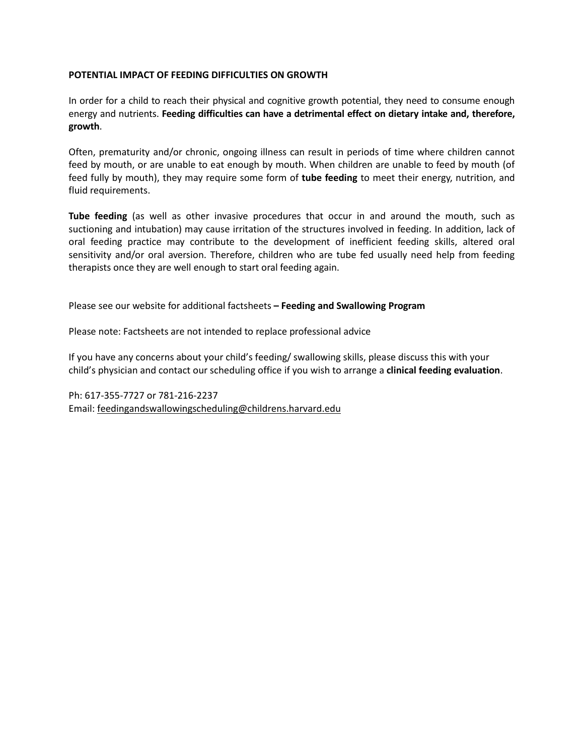## POTENTIAL IMPACT OF FEEDING DIFFICULTIES ON GROWTH

In order for a child to reach their physical and cognitive growth potential, they need to consume enough energy and nutrients. **Feeding difficulties can have a detrimental effect on dietary intake and, therefore, growth**.

Often, prematurity and/or chronic, ongoing illness can result in periods of time where children cannot feed by mouth, or are unable to eat enough by mouth. When children are unable to feed by mouth (of feed fully by mouth), they may require some form of **tube feeding** to meet their energy, nutrition, and fluid requirements.

**Tube feeding** (as well as other invasive procedures that occur in and around the mouth, such as suctioning and intubation) may cause irritation of the structures involved in feeding. In addition, lack of oral feeding practice may contribute to the development of inefficient feeding skills, altered oral sensitivity and/or oral aversion. Therefore, children who are tube fed usually need help from feeding therapists once they are well enough to start oral feeding again.

Please see our website for additional factsheets **– Feeding and Swallowing Program**

Please note: Factsheets are not intended to replace professional advice

If you have any concerns about your child's feeding/ swallowing skills, please discuss this with your child's physician and contact our scheduling office if you wish to arrange a **clinical feeding evaluation**.

Ph: 617-355-7727 or 781-216-2237
Email: feedingandswallowingscheduling@childrens.harvard.edu